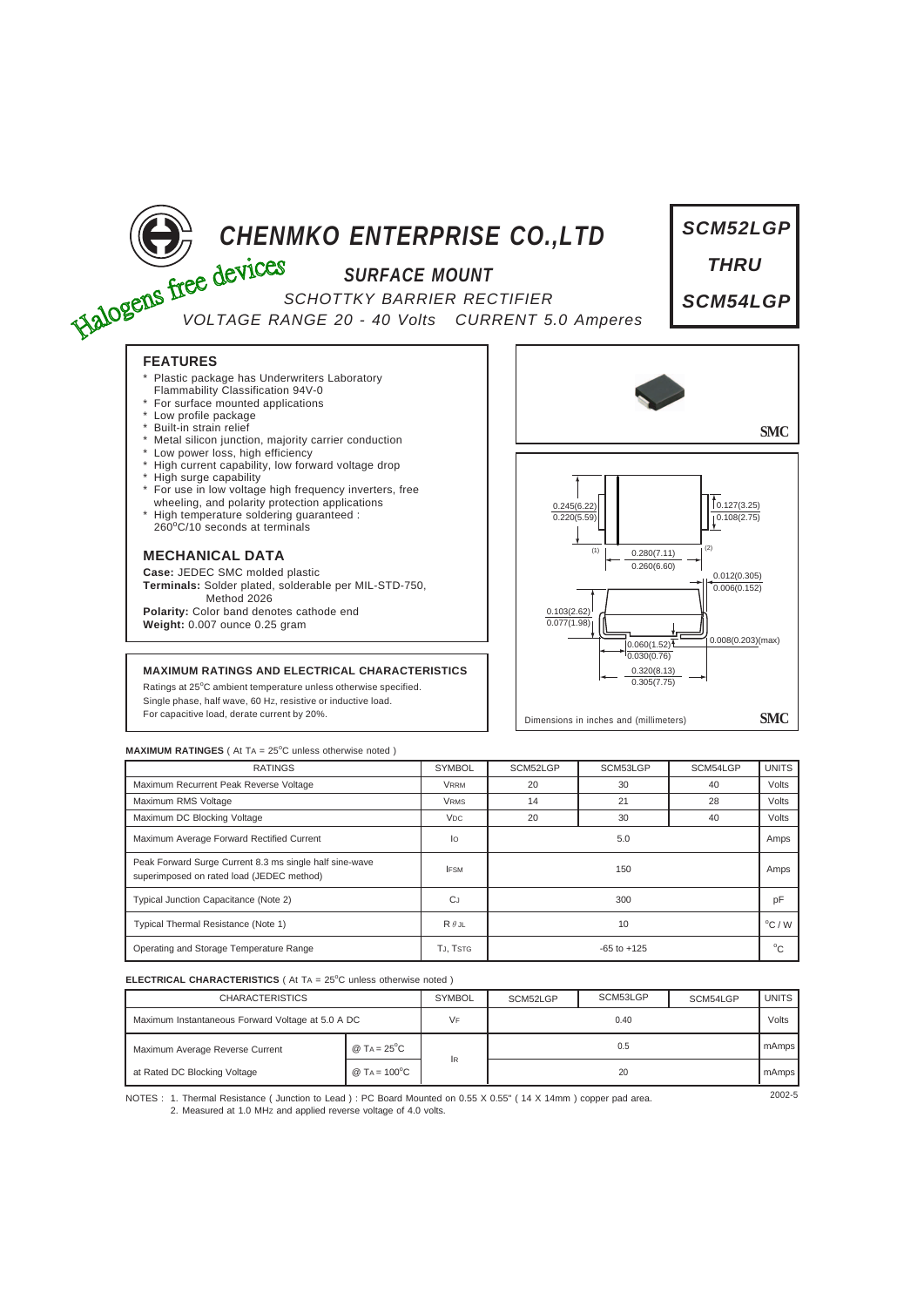# CHENMKO ENTERPRISE CO.,LTD

Halogens free devices

## SURFACE MOUNT

SCHOTTKY BARRIER RECTIFIER

VOLTAGE RANGE 20 - 40 Volts CURRENT 5.0 Amperes

**SCM52LGP THRU SCM54LGP**

## FEATURES

- \* Plastic package has Underwriters Laboratory Flammability Classification 94V-0
- \* For surface mounted applications
- \* Low profile package
- \* Built-in strain relief
- \* Metal silicon junction, majority carrier conduction
- \* Low power loss, high efficiency
- \* High current capability, low forward voltage drop
- \* High surge capability
- \* For use in low voltage high frequency inverters, free wheeling, and polarity protection applications
- \* High temperature soldering guaranteed : 260°C/10 seconds at terminals

## MECHANICAL DATA

**Case:** JEDEC SMC molded plastic
**Terminals:** Solder plated, solderable per MIL-STD-750, Method 2026
**Polarity:** Color band denotes cathode end
**Weight:** 0.007 ounce 0.25 gram

SMC

0.245(6.22) 0.220(5.59) | 0.127(3.25) 0.108(2.75) | 0.280(7.11) 0.260(6.60) | 0.012(0.305) 0.006(0.152) | 0.103(2.62) 0.077(1.98) | 0.060(1.52) 0.030(0.76) | 0.008(0.203)(max) | 0.320(8.13) 0.305(7.75)

Dimensions in inches and (millimeters) SMC

## MAXIMUM RATINGS AND ELECTRICAL CHARACTERISTICS

Ratings at 25°C ambient temperature unless otherwise specified.
Single phase, half wave, 60 Hz, resistive or inductive load.
For capacitive load, derate current by 20%.

**MAXIMUM RATINGES** ( At $T_A$ = 25°C unless otherwise noted )

| RATINGS | SYMBOL | SCM52LGP | SCM53LGP | SCM54LGP | UNITS |
|---|---|---|---|---|---|
| Maximum Recurrent Peak Reverse Voltage | $V_{RRM}$ | 20 | 30 | 40 | Volts |
| Maximum RMS Voltage | $V_{RMS}$ | 14 | 21 | 28 | Volts |
| Maximum DC Blocking Voltage | $V_{DC}$ | 20 | 30 | 40 | Volts |
| Maximum Average Forward Rectified Current | $I_O$ | | 5.0 | | Amps |
| Peak Forward Surge Current 8.3 ms single half sine-wave superimposed on rated load (JEDEC method) | $I_{FSM}$ | | 150 | | Amps |
| Typical Junction Capacitance (Note 2) | $C_J$ | | 300 | | pF |
| Typical Thermal Resistance (Note 1) | $R_{\theta JL}$ | | 10 | | °C / W |
| Operating and Storage Temperature Range | $T_J$, $T_{STG}$ | | -65 to +125 | | °C |

**ELECTRICAL CHARACTERISTICS** ( At $T_A$ = 25°C unless otherwise noted )

| CHARACTERISTICS | | SYMBOL | SCM52LGP | SCM53LGP | SCM54LGP | UNITS |
|---|---|---|---|---|---|---|
| Maximum Instantaneous Forward Voltage at 5.0 A DC | | $V_F$ | | 0.40 | | Volts |
| Maximum Average Reverse Current | @ $T_A$ = 25°C | $I_R$ | | 0.5 | | mAmps |
| at Rated DC Blocking Voltage | @ $T_A$ = 100°C | | | 20 | | mAmps |

NOTES : 1. Thermal Resistance ( Junction to Lead ) : PC Board Mounted on 0.55 X 0.55" ( 14 X 14mm ) copper pad area.
2. Measured at 1.0 MHz and applied reverse voltage of 4.0 volts.

2002-5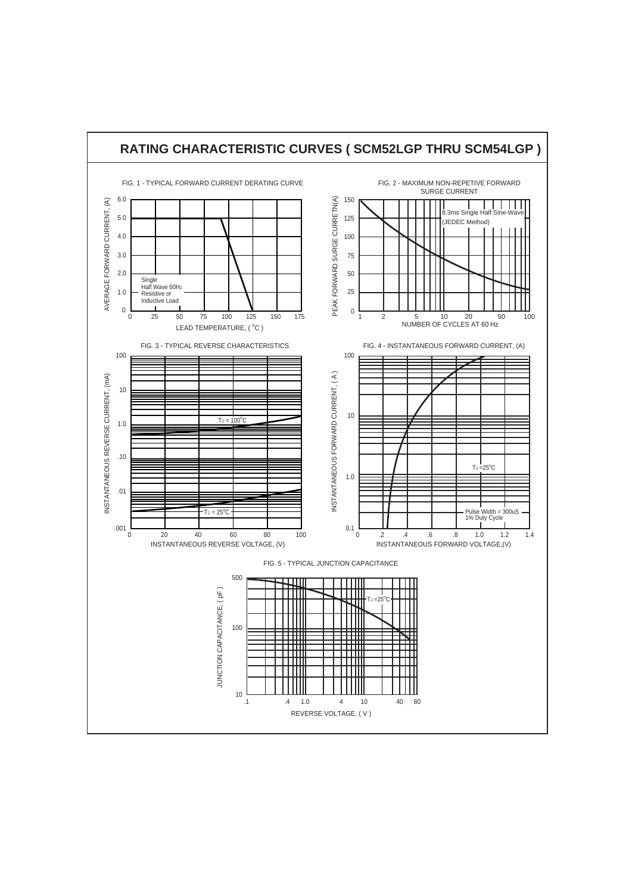# RATING CHARACTERISTIC CURVES ( SCM52LGP THRU SCM54LGP )

FIG. 1 - TYPICAL FORWARD CURRENT DERATING CURVE

AVERAGE FORWARD CURRENT, (A)

6.0
5.0
4.0
3.0
2.0
1.0
0

0 25 50 75 100 125 150 175

LEAD TEMPERATURE, ( °C )

Single
Half Wave 60Hz
Resistive or
Inductive Load

FIG. 2 - MAXIMUM NON-REPETIVE FORWARD SURGE CURRENT

PEAK FORWARD SURGE CURRETN(A)

150
125
100
75
50
25
0

1 2 5 10 20 50 100

NUMBER OF CYCLES AT 60 Hz

8.3ms Single Half Sine-Wave
(JEDEC Method)

FIG. 3 - TYPICAL REVERSE CHARACTERISTICS

INSTANTANEOUS REVERSE CURRENT, (mA)

100
10
1.0
.10
.01
.001

0 20 40 60 80 100

INSTANTANEOUS REVERSE VOLTAGE, (V)

$T_J$ = 100°C

$T_J$ = 25°C

FIG. 4 - INSTANTANEOUS FORWARD CURRENT, (A)

INSTANTANEOUS FORWARD CURRENT, ( A )

100
10
1.0
0.1

0 .2 .4 .6 .8 1.0 1.2 1.4

INSTANTANEOUS FORWARD VOLTAGE,(V)

$T_J$ =25°C

Pulse Width = 300uS
1% Duty Cycle

FIG. 5 - TYPICAL JUNCTION CAPACITANCE

JUNCTION CAPACITANCE, ( pF )

500
100
10

.1 .4 1.0 4 10 40 80

REVERSE VOLTAGE, ( V )

$T_J$ =25°C